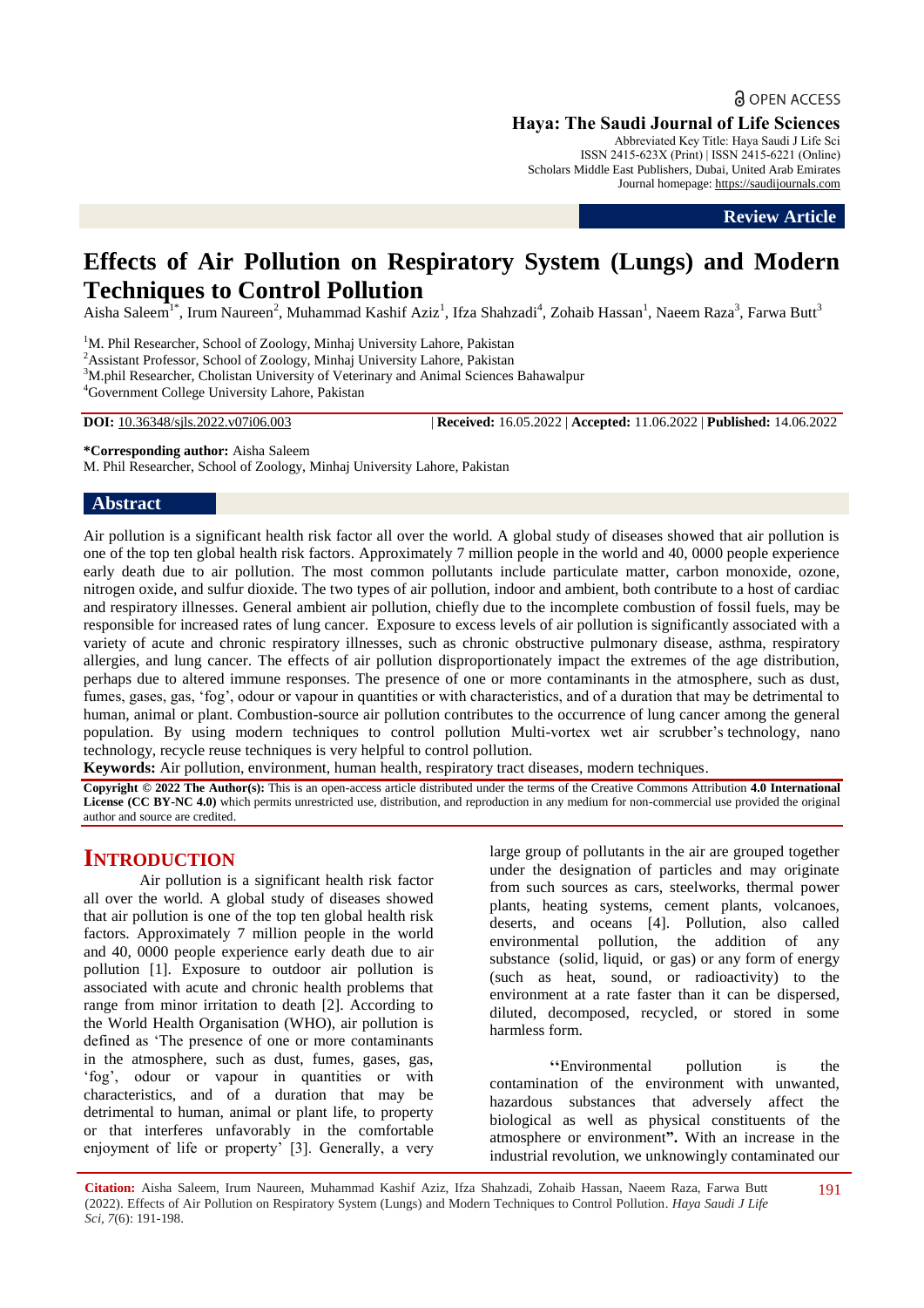OPEN ACCESS

**Haya: The Saudi Journal of Life Sciences**
Abbreviated Key Title: Haya Saudi J Life Sci
ISSN 2415-623X (Print) | ISSN 2415-6221 (Online)
Scholars Middle East Publishers, Dubai, United Arab Emirates
Journal homepage: https://saudijournals.com

**Review Article**

# Effects of Air Pollution on Respiratory System (Lungs) and Modern Techniques to Control Pollution

Aisha Saleem[1*], Irum Naureen[2], Muhammad Kashif Aziz[1], Ifza Shahzadi[4], Zohaib Hassan[1], Naeem Raza[3], Farwa Butt[3]

[1]M. Phil Researcher, School of Zoology, Minhaj University Lahore, Pakistan
[2]Assistant Professor, School of Zoology, Minhaj University Lahore, Pakistan
[3]M.phil Researcher, Cholistan University of Veterinary and Animal Sciences Bahawalpur
[4]Government College University Lahore, Pakistan

**DOI:** 10.36348/sjls.2022.v07i06.003 | **Received:** 16.05.2022 | **Accepted:** 11.06.2022 | **Published:** 14.06.2022

**\*Corresponding author:** Aisha Saleem
M. Phil Researcher, School of Zoology, Minhaj University Lahore, Pakistan

## Abstract

Air pollution is a significant health risk factor all over the world. A global study of diseases showed that air pollution is one of the top ten global health risk factors. Approximately 7 million people in the world and 40, 0000 people experience early death due to air pollution. The most common pollutants include particulate matter, carbon monoxide, ozone, nitrogen oxide, and sulfur dioxide. The two types of air pollution, indoor and ambient, both contribute to a host of cardiac and respiratory illnesses. General ambient air pollution, chiefly due to the incomplete combustion of fossil fuels, may be responsible for increased rates of lung cancer. Exposure to excess levels of air pollution is significantly associated with a variety of acute and chronic respiratory illnesses, such as chronic obstructive pulmonary disease, asthma, respiratory allergies, and lung cancer. The effects of air pollution disproportionately impact the extremes of the age distribution, perhaps due to altered immune responses. The presence of one or more contaminants in the atmosphere, such as dust, fumes, gases, gas, 'fog', odour or vapour in quantities or with characteristics, and of a duration that may be detrimental to human, animal or plant. Combustion-source air pollution contributes to the occurrence of lung cancer among the general population. By using modern techniques to control pollution Multi-vortex wet air scrubber's technology, nano technology, recycle reuse techniques is very helpful to control pollution.

**Keywords:** Air pollution, environment, human health, respiratory tract diseases, modern techniques.

**Copyright © 2022 The Author(s):** This is an open-access article distributed under the terms of the Creative Commons Attribution **4.0 International License (CC BY-NC 4.0)** which permits unrestricted use, distribution, and reproduction in any medium for non-commercial use provided the original author and source are credited.

## INTRODUCTION

Air pollution is a significant health risk factor all over the world. A global study of diseases showed that air pollution is one of the top ten global health risk factors. Approximately 7 million people in the world and 40, 0000 people experience early death due to air pollution [1]. Exposure to outdoor air pollution is associated with acute and chronic health problems that range from minor irritation to death [2]. According to the World Health Organisation (WHO), air pollution is defined as 'The presence of one or more contaminants in the atmosphere, such as dust, fumes, gases, gas, 'fog', odour or vapour in quantities or with characteristics, and of a duration that may be detrimental to human, animal or plant life, to property or that interferes unfavorably in the comfortable enjoyment of life or property' [3]. Generally, a very large group of pollutants in the air are grouped together under the designation of particles and may originate from such sources as cars, steelworks, thermal power plants, heating systems, cement plants, volcanoes, deserts, and oceans [4]. Pollution, also called environmental pollution, the addition of any substance (solid, liquid, or gas) or any form of energy (such as heat, sound, or radioactivity) to the environment at a rate faster than it can be dispersed, diluted, decomposed, recycled, or stored in some harmless form.

''Environmental pollution is the contamination of the environment with unwanted, hazardous substances that adversely affect the biological as well as physical constituents of the atmosphere or environment**"**. With an increase in the industrial revolution, we unknowingly contaminated our

**Citation:** Aisha Saleem, Irum Naureen, Muhammad Kashif Aziz, Ifza Shahzadi, Zohaib Hassan, Naeem Raza, Farwa Butt (2022). Effects of Air Pollution on Respiratory System (Lungs) and Modern Techniques to Control Pollution. *Haya Saudi J Life Sci, 7*(6): 191-198.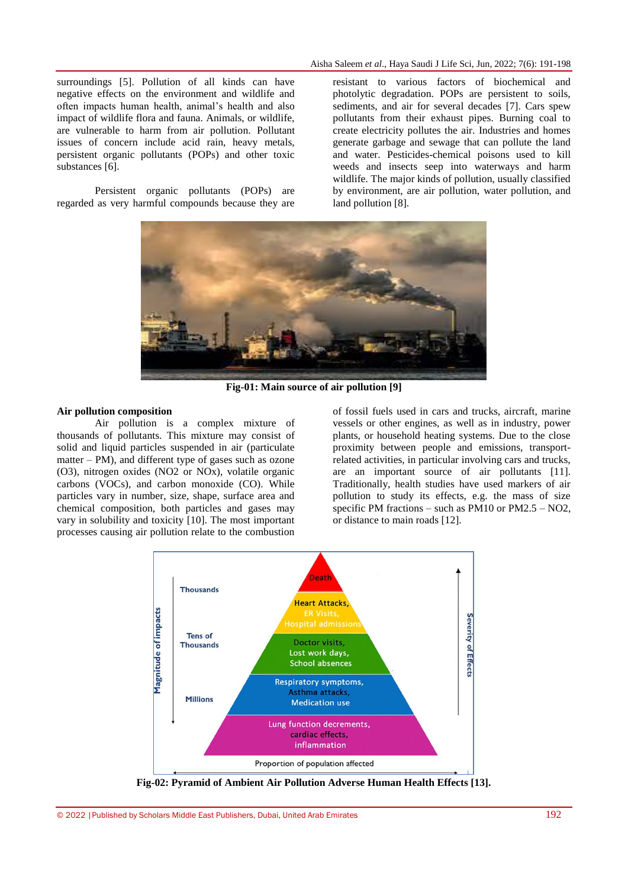surroundings [5]. Pollution of all kinds can have negative effects on the environment and wildlife and often impacts human health, animal's health and also impact of wildlife flora and fauna. Animals, or wildlife, are vulnerable to harm from air pollution. Pollutant issues of concern include acid rain, heavy metals, persistent organic pollutants (POPs) and other toxic substances [6].

Persistent organic pollutants (POPs) are regarded as very harmful compounds because they are resistant to various factors of biochemical and photolytic degradation. POPs are persistent to soils, sediments, and air for several decades [7]. Cars spew pollutants from their exhaust pipes. Burning coal to create electricity pollutes the air. Industries and homes generate garbage and sewage that can pollute the land and water. Pesticides-chemical poisons used to kill weeds and insects seep into waterways and harm wildlife. The major kinds of pollution, usually classified by environment, are air pollution, water pollution, and land pollution [8].

**Fig-01: Main source of air pollution [9]**

**Air pollution composition**

Air pollution is a complex mixture of thousands of pollutants. This mixture may consist of solid and liquid particles suspended in air (particulate matter – PM), and different type of gases such as ozone (O3), nitrogen oxides (NO2 or NOx), volatile organic carbons (VOCs), and carbon monoxide (CO). While particles vary in number, size, shape, surface area and chemical composition, both particles and gases may vary in solubility and toxicity [10]. The most important processes causing air pollution relate to the combustion of fossil fuels used in cars and trucks, aircraft, marine vessels or other engines, as well as in industry, power plants, or household heating systems. Due to the close proximity between people and emissions, transport-related activities, in particular involving cars and trucks, are an important source of air pollutants [11]. Traditionally, health studies have used markers of air pollution to study its effects, e.g. the mass of size specific PM fractions – such as PM10 or PM2.5 – NO2, or distance to main roads [12].

**Fig-02: Pyramid of Ambient Air Pollution Adverse Human Health Effects [13].**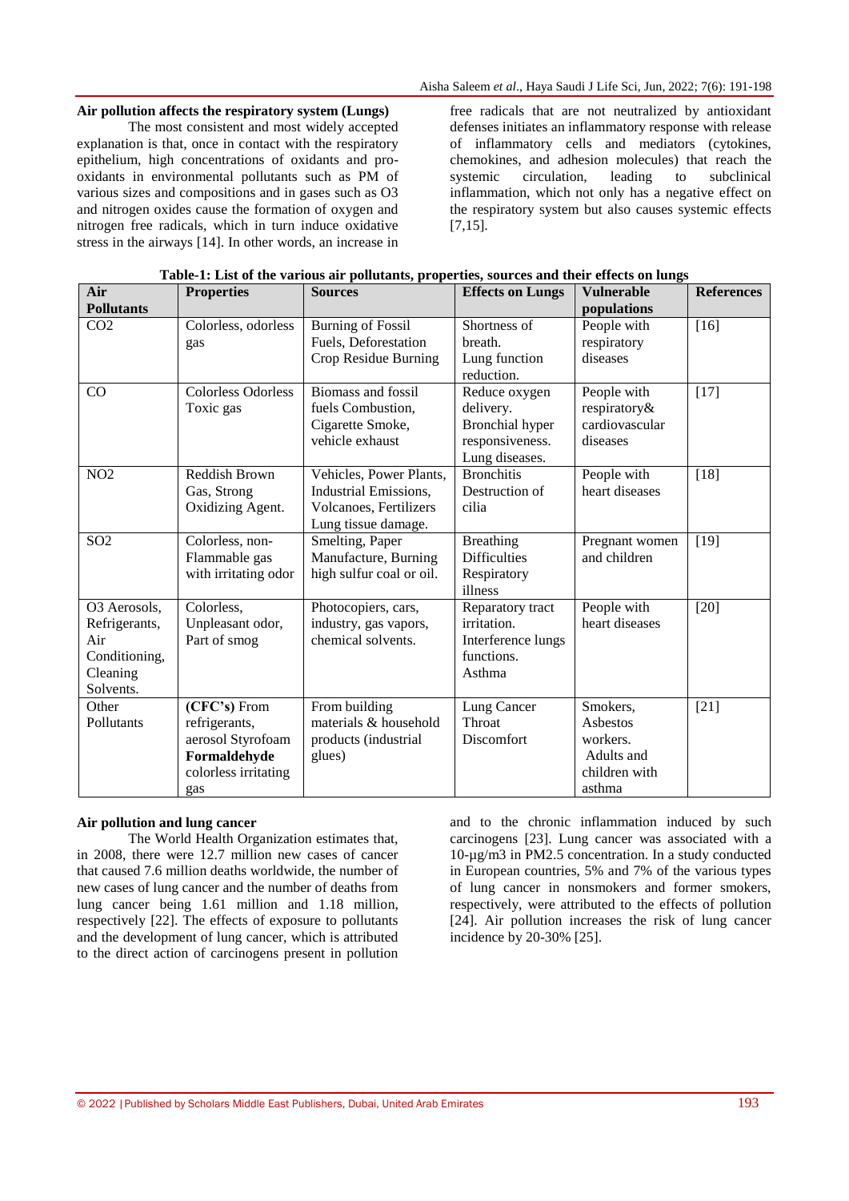### Air pollution affects the respiratory system (Lungs)

The most consistent and most widely accepted explanation is that, once in contact with the respiratory epithelium, high concentrations of oxidants and pro-oxidants in environmental pollutants such as PM of various sizes and compositions and in gases such as O3 and nitrogen oxides cause the formation of oxygen and nitrogen free radicals, which in turn induce oxidative stress in the airways [14]. In other words, an increase in free radicals that are not neutralized by antioxidant defenses initiates an inflammatory response with release of inflammatory cells and mediators (cytokines, chemokines, and adhesion molecules) that reach the systemic circulation, leading to subclinical inflammation, which not only has a negative effect on the respiratory system but also causes systemic effects [7,15].

**Table-1: List of the various air pollutants, properties, sources and their effects on lungs**

| Air Pollutants | Properties | Sources | Effects on Lungs | Vulnerable populations | References |
|---|---|---|---|---|---|
| CO2 | Colorless, odorless gas | Burning of Fossil Fuels, Deforestation Crop Residue Burning | Shortness of breath. Lung function reduction. | People with respiratory diseases | [16] |
| CO | Colorless Odorless Toxic gas | Biomass and fossil fuels Combustion, Cigarette Smoke, vehicle exhaust | Reduce oxygen delivery. Bronchial hyper responsiveness. Lung diseases. | People with respiratory& cardiovascular diseases | [17] |
| NO2 | Reddish Brown Gas, Strong Oxidizing Agent. | Vehicles, Power Plants, Industrial Emissions, Volcanoes, Fertilizers Lung tissue damage. | Bronchitis Destruction of cilia | People with heart diseases | [18] |
| SO2 | Colorless, non-Flammable gas with irritating odor | Smelting, Paper Manufacture, Burning high sulfur coal or oil. | Breathing Difficulties Respiratory illness | Pregnant women and children | [19] |
| O3 Aerosols, Refrigerants, Air Conditioning, Cleaning Solvents. | Colorless, Unpleasant odor, Part of smog | Photocopiers, cars, industry, gas vapors, chemical solvents. | Reparatory tract irritation. Interference lungs functions. Asthma | People with heart diseases | [20] |
| Other Pollutants | **(CFC's)** From refrigerants, aerosol Styrofoam **Formaldehyde** colorless irritating gas | From building materials & household products (industrial glues) | Lung Cancer Throat Discomfort | Smokers, Asbestos workers. Adults and children with asthma | [21] |

### Air pollution and lung cancer

The World Health Organization estimates that, in 2008, there were 12.7 million new cases of cancer that caused 7.6 million deaths worldwide, the number of new cases of lung cancer and the number of deaths from lung cancer being 1.61 million and 1.18 million, respectively [22]. The effects of exposure to pollutants and the development of lung cancer, which is attributed to the direct action of carcinogens present in pollution and to the chronic inflammation induced by such carcinogens [23]. Lung cancer was associated with a 10-µg/m3 in PM2.5 concentration. In a study conducted in European countries, 5% and 7% of the various types of lung cancer in nonsmokers and former smokers, respectively, were attributed to the effects of pollution [24]. Air pollution increases the risk of lung cancer incidence by 20-30% [25].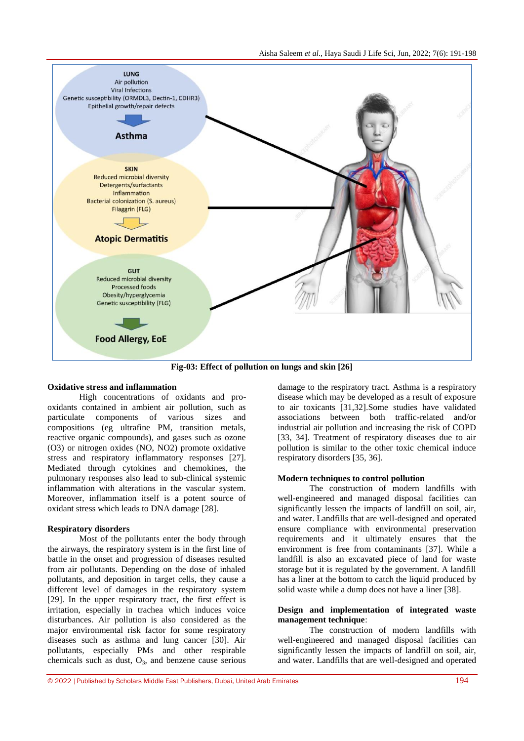Fig-03: Effect of pollution on lungs and skin [26]

### Oxidative stress and inflammation

High concentrations of oxidants and pro-oxidants contained in ambient air pollution, such as particulate components of various sizes and compositions (eg ultrafine PM, transition metals, reactive organic compounds), and gases such as ozone (O3) or nitrogen oxides (NO, NO2) promote oxidative stress and respiratory inflammatory responses [27]. Mediated through cytokines and chemokines, the pulmonary responses also lead to sub-clinical systemic inflammation with alterations in the vascular system. Moreover, inflammation itself is a potent source of oxidant stress which leads to DNA damage [28].

### Respiratory disorders

Most of the pollutants enter the body through the airways, the respiratory system is in the first line of battle in the onset and progression of diseases resulted from air pollutants. Depending on the dose of inhaled pollutants, and deposition in target cells, they cause a different level of damages in the respiratory system [29]. In the upper respiratory tract, the first effect is irritation, especially in trachea which induces voice disturbances. Air pollution is also considered as the major environmental risk factor for some respiratory diseases such as asthma and lung cancer [30]. Air pollutants, especially PMs and other respirable chemicals such as dust, $O_3$, and benzene cause serious damage to the respiratory tract. Asthma is a respiratory disease which may be developed as a result of exposure to air toxicants [31,32].Some studies have validated associations between both traffic-related and/or industrial air pollution and increasing the risk of COPD [33, 34]. Treatment of respiratory diseases due to air pollution is similar to the other toxic chemical induce respiratory disorders [35, 36].

### Modern techniques to control pollution

The construction of modern landfills with well-engineered and managed disposal facilities can significantly lessen the impacts of landfill on soil, air, and water. Landfills that are well-designed and operated ensure compliance with environmental preservation requirements and it ultimately ensures that the environment is free from contaminants [37]. While a landfill is also an excavated piece of land for waste storage but it is regulated by the government. A landfill has a liner at the bottom to catch the liquid produced by solid waste while a dump does not have a liner [38].

### Design and implementation of integrated waste management technique:

The construction of modern landfills with well-engineered and managed disposal facilities can significantly lessen the impacts of landfill on soil, air, and water. Landfills that are well-designed and operated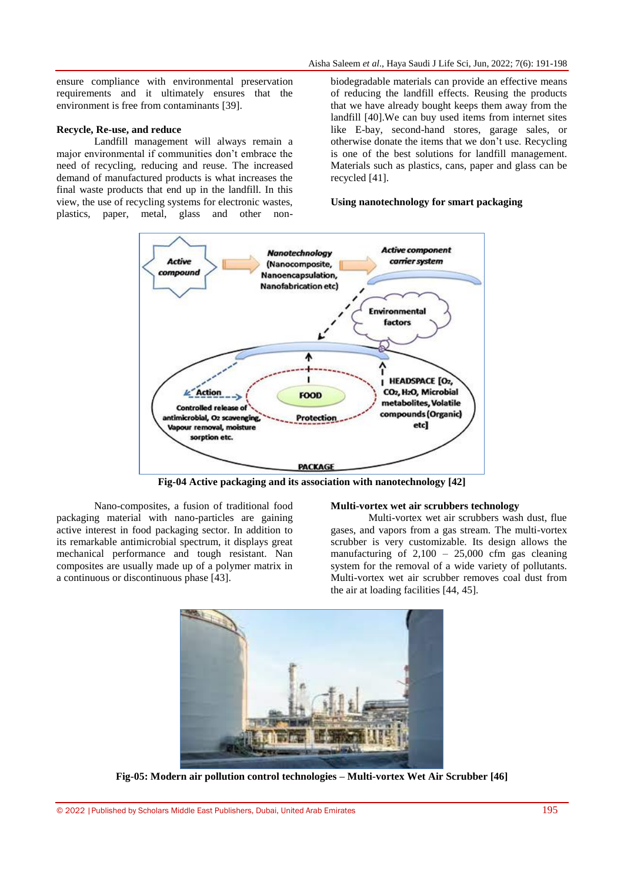ensure compliance with environmental preservation requirements and it ultimately ensures that the environment is free from contaminants [39].

### Recycle, Re-use, and reduce

Landfill management will always remain a major environmental if communities don't embrace the need of recycling, reducing and reuse. The increased demand of manufactured products is what increases the final waste products that end up in the landfill. In this view, the use of recycling systems for electronic wastes, plastics, paper, metal, glass and other non-biodegradable materials can provide an effective means of reducing the landfill effects. Reusing the products that we have already bought keeps them away from the landfill [40].We can buy used items from internet sites like E-bay, second-hand stores, garage sales, or otherwise donate the items that we don't use. Recycling is one of the best solutions for landfill management. Materials such as plastics, cans, paper and glass can be recycled [41].

### Using nanotechnology for smart packaging

**Fig-04 Active packaging and its association with nanotechnology [42]**

Nano-composites, a fusion of traditional food packaging material with nano-particles are gaining active interest in food packaging sector. In addition to its remarkable antimicrobial spectrum, it displays great mechanical performance and tough resistant. Nan composites are usually made up of a polymer matrix in a continuous or discontinuous phase [43].

### Multi-vortex wet air scrubbers technology

Multi-vortex wet air scrubbers wash dust, flue gases, and vapors from a gas stream. The multi-vortex scrubber is very customizable. Its design allows the manufacturing of 2,100 – 25,000 cfm gas cleaning system for the removal of a wide variety of pollutants. Multi-vortex wet air scrubber removes coal dust from the air at loading facilities [44, 45].

**Fig-05: Modern air pollution control technologies – Multi-vortex Wet Air Scrubber [46]**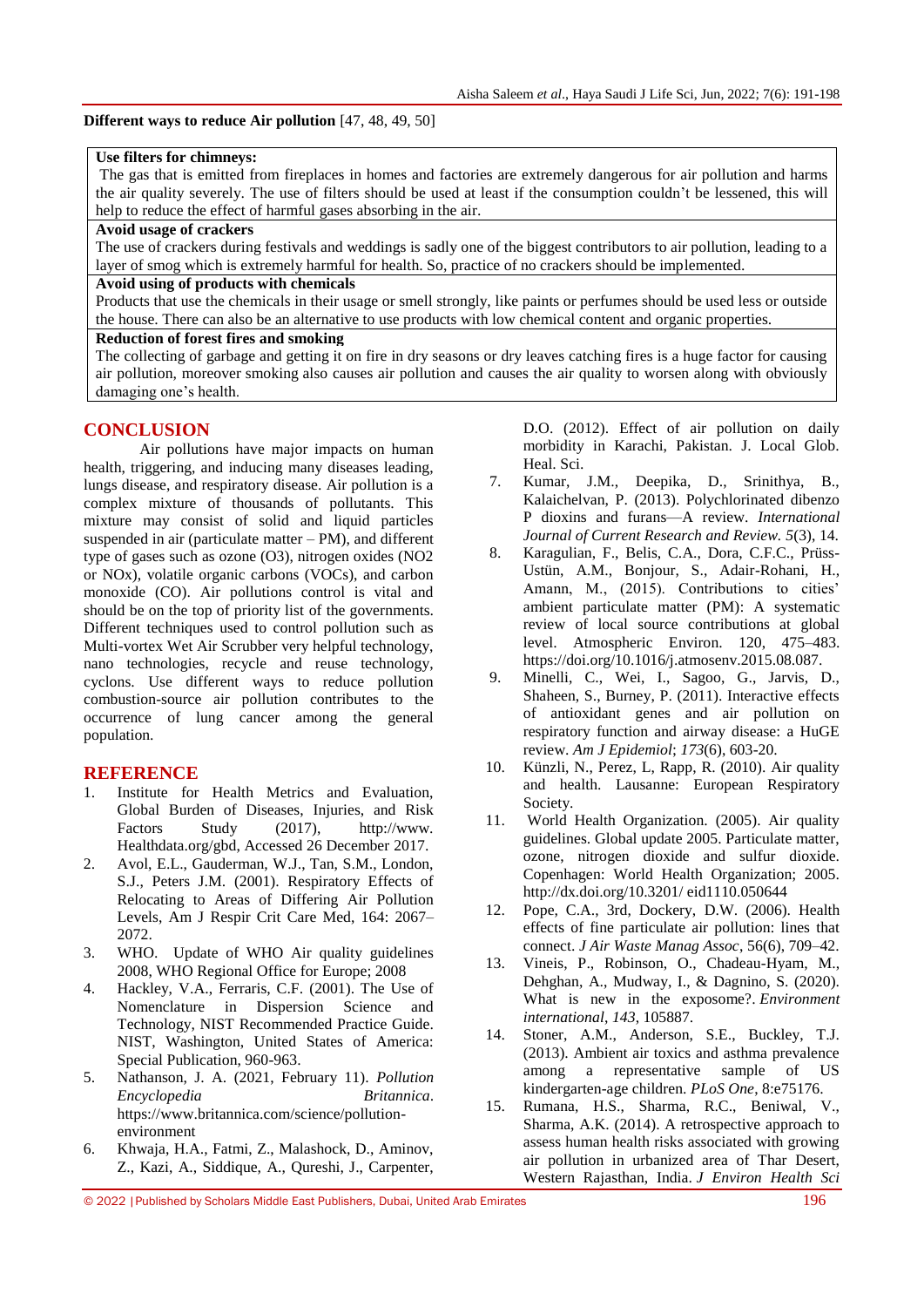**Different ways to reduce Air pollution** [47, 48, 49, 50]

| **Use filters for chimneys:** |
|---|
| The gas that is emitted from fireplaces in homes and factories are extremely dangerous for air pollution and harms the air quality severely. The use of filters should be used at least if the consumption couldn't be lessened, this will help to reduce the effect of harmful gases absorbing in the air. |
| **Avoid usage of crackers** |
| The use of crackers during festivals and weddings is sadly one of the biggest contributors to air pollution, leading to a layer of smog which is extremely harmful for health. So, practice of no crackers should be implemented. |
| **Avoid using of products with chemicals** |
| Products that use the chemicals in their usage or smell strongly, like paints or perfumes should be used less or outside the house. There can also be an alternative to use products with low chemical content and organic properties. |
| **Reduction of forest fires and smoking** |
| The collecting of garbage and getting it on fire in dry seasons or dry leaves catching fires is a huge factor for causing air pollution, moreover smoking also causes air pollution and causes the air quality to worsen along with obviously damaging one's health. |

## CONCLUSION

Air pollutions have major impacts on human health, triggering, and inducing many diseases leading, lungs disease, and respiratory disease. Air pollution is a complex mixture of thousands of pollutants. This mixture may consist of solid and liquid particles suspended in air (particulate matter – PM), and different type of gases such as ozone ($O3$), nitrogen oxides ($NO2$ or NOx), volatile organic carbons (VOCs), and carbon monoxide (CO). Air pollutions control is vital and should be on the top of priority list of the governments. Different techniques used to control pollution such as Multi-vortex Wet Air Scrubber very helpful technology, nano technologies, recycle and reuse technology, cyclons. Use different ways to reduce pollution combustion-source air pollution contributes to the occurrence of lung cancer among the general population.

## REFERENCE

1. Institute for Health Metrics and Evaluation, Global Burden of Diseases, Injuries, and Risk Factors Study (2017), http://www. Healthdata.org/gbd, Accessed 26 December 2017.
2. Avol, E.L., Gauderman, W.J., Tan, S.M., London, S.J., Peters J.M. (2001). Respiratory Effects of Relocating to Areas of Differing Air Pollution Levels, Am J Respir Crit Care Med, 164: 2067–2072.
3. WHO. Update of WHO Air quality guidelines 2008, WHO Regional Office for Europe; 2008
4. Hackley, V.A., Ferraris, C.F. (2001). The Use of Nomenclature in Dispersion Science and Technology, NIST Recommended Practice Guide. NIST, Washington, United States of America: Special Publication, 960-963.
5. Nathanson, J. A. (2021, February 11). *Pollution Encyclopedia Britannica*. https://www.britannica.com/science/pollution-environment
6. Khwaja, H.A., Fatmi, Z., Malashock, D., Aminov, Z., Kazi, A., Siddique, A., Qureshi, J., Carpenter, D.O. (2012). Effect of air pollution on daily morbidity in Karachi, Pakistan. J. Local Glob. Heal. Sci.
7. Kumar, J.M., Deepika, D., Srinithya, B., Kalaichelvan, P. (2013). Polychlorinated dibenzo P dioxins and furans—A review. *International Journal of Current Research and Review. 5*(3), 14.
8. Karagulian, F., Belis, C.A., Dora, C.F.C., Prüss-Ustün, A.M., Bonjour, S., Adair-Rohani, H., Amann, M., (2015). Contributions to cities' ambient particulate matter (PM): A systematic review of local source contributions at global level. Atmospheric Environ. 120, 475–483. https://doi.org/10.1016/j.atmosenv.2015.08.087.
9. Minelli, C., Wei, I., Sagoo, G., Jarvis, D., Shaheen, S., Burney, P. (2011). Interactive effects of antioxidant genes and air pollution on respiratory function and airway disease: a HuGE review. *Am J Epidemiol*; *173*(6), 603-20.
10. Künzli, N., Perez, L, Rapp, R. (2010). Air quality and health. Lausanne: European Respiratory Society.
11. World Health Organization. (2005). Air quality guidelines. Global update 2005. Particulate matter, ozone, nitrogen dioxide and sulfur dioxide. Copenhagen: World Health Organization; 2005. http://dx.doi.org/10.3201/ eid1110.050644
12. Pope, C.A., 3rd, Dockery, D.W. (2006). Health effects of fine particulate air pollution: lines that connect. *J Air Waste Manag Assoc*, 56(6), 709–42.
13. Vineis, P., Robinson, O., Chadeau-Hyam, M., Dehghan, A., Mudway, I., & Dagnino, S. (2020). What is new in the exposome?. *Environment international*, *143*, 105887.
14. Stoner, A.M., Anderson, S.E., Buckley, T.J. (2013). Ambient air toxics and asthma prevalence among a representative sample of US kindergarten-age children. *PLoS One*, 8:e75176.
15. Rumana, H.S., Sharma, R.C., Beniwal, V., Sharma, A.K. (2014). A retrospective approach to assess human health risks associated with growing air pollution in urbanized area of Thar Desert, Western Rajasthan, India. *J Environ Health Sci*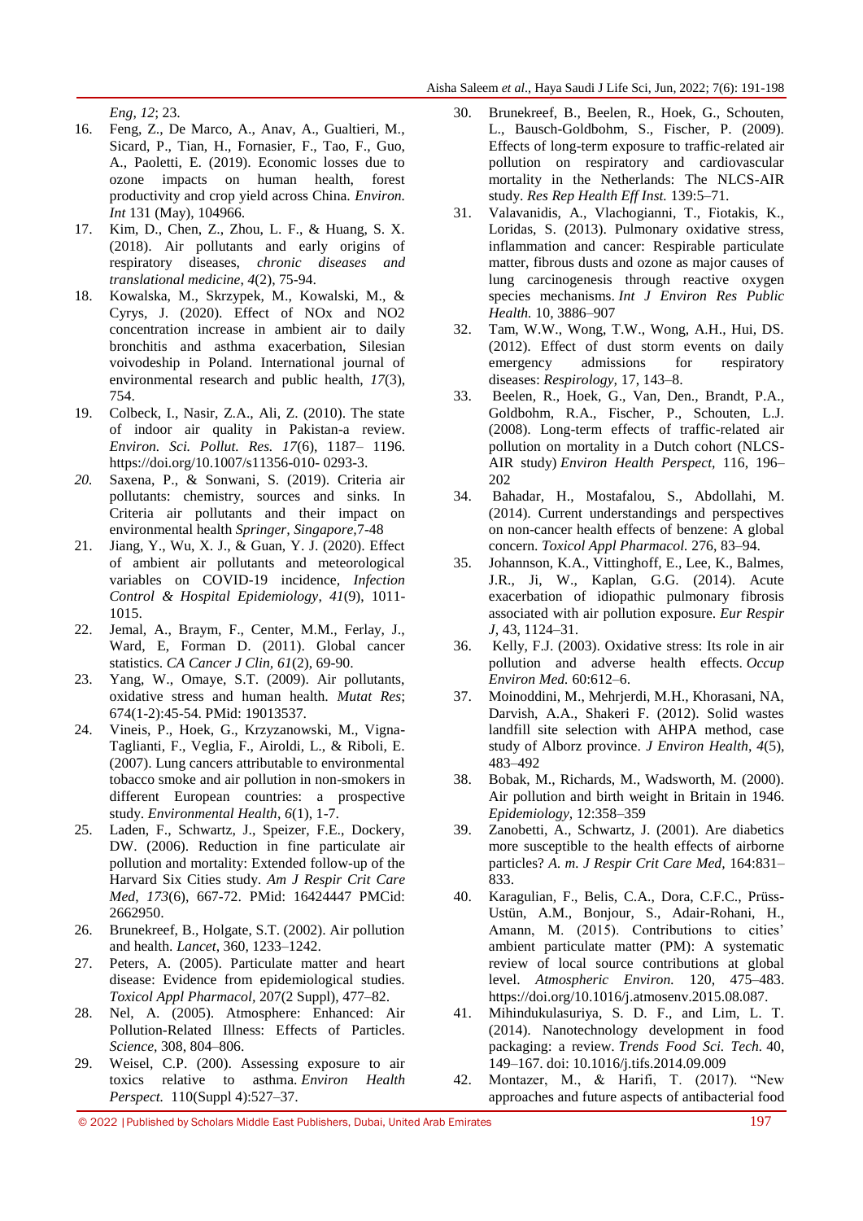*Eng, 12*; 23.

16. Feng, Z., De Marco, A., Anav, A., Gualtieri, M., Sicard, P., Tian, H., Fornasier, F., Tao, F., Guo, A., Paoletti, E. (2019). Economic losses due to ozone impacts on human health, forest productivity and crop yield across China. *Environ. Int* 131 (May), 104966.
17. Kim, D., Chen, Z., Zhou, L. F., & Huang, S. X. (2018). Air pollutants and early origins of respiratory diseases, *chronic diseases and translational medicine*, *4*(2), 75-94.
18. Kowalska, M., Skrzypek, M., Kowalski, M., & Cyrys, J. (2020). Effect of NOx and NO2 concentration increase in ambient air to daily bronchitis and asthma exacerbation, Silesian voivodeship in Poland. International journal of environmental research and public health, *17*(3), 754.
19. Colbeck, I., Nasir, Z.A., Ali, Z. (2010). The state of indoor air quality in Pakistan-a review. *Environ. Sci. Pollut. Res. 17*(6), 1187– 1196. https://doi.org/10.1007/s11356-010- 0293-3.
20. Saxena, P., & Sonwani, S. (2019). Criteria air pollutants: chemistry, sources and sinks. In Criteria air pollutants and their impact on environmental health *Springer, Singapore,*7-48
21. Jiang, Y., Wu, X. J., & Guan, Y. J. (2020). Effect of ambient air pollutants and meteorological variables on COVID-19 incidence, *Infection Control & Hospital Epidemiology*, *41*(9), 1011-1015.
22. Jemal, A., Braym, F., Center, M.M., Ferlay, J., Ward, E, Forman D. (2011). Global cancer statistics. *CA Cancer J Clin, 61*(2), 69-90.
23. Yang, W., Omaye, S.T. (2009). Air pollutants, oxidative stress and human health. *Mutat Res*; 674(1-2):45-54. PMid: 19013537.
24. Vineis, P., Hoek, G., Krzyzanowski, M., Vigna-Taglianti, F., Veglia, F., Airoldi, L., & Riboli, E. (2007). Lung cancers attributable to environmental tobacco smoke and air pollution in non-smokers in different European countries: a prospective study. *Environmental Health*, *6*(1), 1-7.
25. Laden, F., Schwartz, J., Speizer, F.E., Dockery, DW. (2006). Reduction in fine particulate air pollution and mortality: Extended follow-up of the Harvard Six Cities study. *Am J Respir Crit Care Med*, *173*(6), 667-72. PMid: 16424447 PMCid: 2662950.
26. Brunekreef, B., Holgate, S.T. (2002). Air pollution and health. *Lancet*, 360, 1233–1242.
27. Peters, A. (2005). Particulate matter and heart disease: Evidence from epidemiological studies. *Toxicol Appl Pharmacol*, 207(2 Suppl), 477–82.
28. Nel, A. (2005). Atmosphere: Enhanced: Air Pollution-Related Illness: Effects of Particles. *Science*, 308, 804–806.
29. Weisel, C.P. (200). Assessing exposure to air toxics relative to asthma. *Environ Health Perspect.* 110(Suppl 4):527–37.
30. Brunekreef, B., Beelen, R., Hoek, G., Schouten, L., Bausch-Goldbohm, S., Fischer, P. (2009). Effects of long-term exposure to traffic-related air pollution on respiratory and cardiovascular mortality in the Netherlands: The NLCS-AIR study. *Res Rep Health Eff Inst.* 139:5–71.
31. Valavanidis, A., Vlachogianni, T., Fiotakis, K., Loridas, S. (2013). Pulmonary oxidative stress, inflammation and cancer: Respirable particulate matter, fibrous dusts and ozone as major causes of lung carcinogenesis through reactive oxygen species mechanisms. *Int J Environ Res Public Health.* 10, 3886–907
32. Tam, W.W., Wong, T.W., Wong, A.H., Hui, DS. (2012). Effect of dust storm events on daily emergency admissions for respiratory diseases: *Respirology,* 17, 143–8.
33. Beelen, R., Hoek, G., Van, Den., Brandt, P.A., Goldbohm, R.A., Fischer, P., Schouten, L.J. (2008). Long-term effects of traffic-related air pollution on mortality in a Dutch cohort (NLCS-AIR study) *Environ Health Perspect,* 116, 196–202
34. Bahadar, H., Mostafalou, S., Abdollahi, M. (2014). Current understandings and perspectives on non-cancer health effects of benzene: A global concern. *Toxicol Appl Pharmacol.* 276, 83–94.
35. Johannson, K.A., Vittinghoff, E., Lee, K., Balmes, J.R., Ji, W., Kaplan, G.G. (2014). Acute exacerbation of idiopathic pulmonary fibrosis associated with air pollution exposure. *Eur Respir J*, 43, 1124–31.
36. Kelly, F.J. (2003). Oxidative stress: Its role in air pollution and adverse health effects. *Occup Environ Med.* 60:612–6.
37. Moinoddini, M., Mehrjerdi, M.H., Khorasani, NA, Darvish, A.A., Shakeri F. (2012). Solid wastes landfill site selection with AHPA method, case study of Alborz province. *J Environ Health*, *4*(5), 483–492
38. Bobak, M., Richards, M., Wadsworth, M. (2000). Air pollution and birth weight in Britain in 1946. *Epidemiology,* 12:358–359
39. Zanobetti, A., Schwartz, J. (2001). Are diabetics more susceptible to the health effects of airborne particles? *A. m. J Respir Crit Care Med*, 164:831–833.
40. Karagulian, F., Belis, C.A., Dora, C.F.C., Prüss-Ustün, A.M., Bonjour, S., Adair-Rohani, H., Amann, M. (2015). Contributions to cities' ambient particulate matter (PM): A systematic review of local source contributions at global level. *Atmospheric Environ.* 120, 475–483. https://doi.org/10.1016/j.atmosenv.2015.08.087.
41. Mihindukulasuriya, S. D. F., and Lim, L. T. (2014). Nanotechnology development in food packaging: a review. *Trends Food Sci. Tech.* 40, 149–167. doi: 10.1016/j.tifs.2014.09.009
42. Montazer, M., & Harifi, T. (2017). "New approaches and future aspects of antibacterial food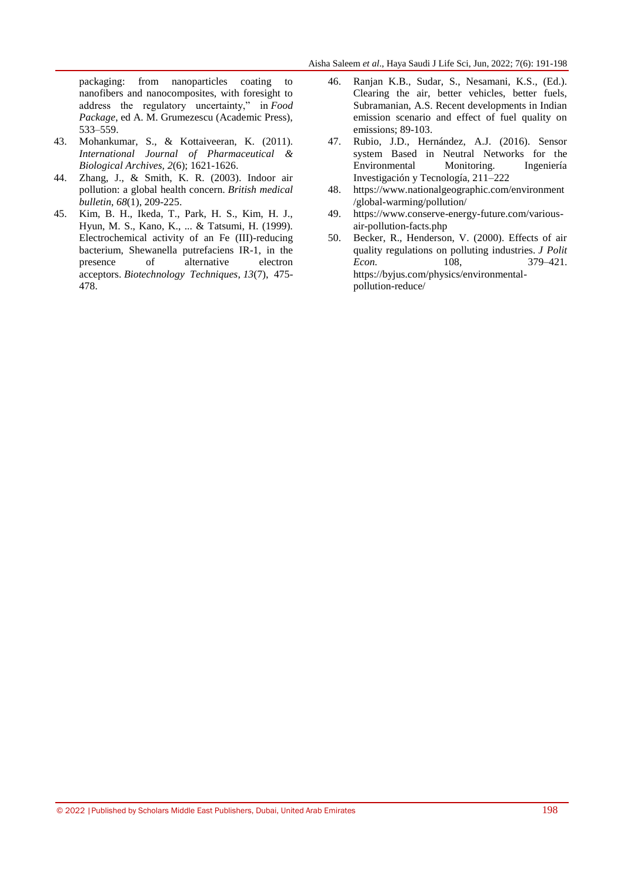packaging: from nanoparticles coating to nanofibers and nanocomposites, with foresight to address the regulatory uncertainty," in *Food Package*, ed A. M. Grumezescu (Academic Press), 533–559.

43. Mohankumar, S., & Kottaiveeran, K. (2011). *International Journal of Pharmaceutical & Biological Archives*, *2*(6); 1621-1626.
44. Zhang, J., & Smith, K. R. (2003). Indoor air pollution: a global health concern. *British medical bulletin*, *68*(1), 209-225.
45. Kim, B. H., Ikeda, T., Park, H. S., Kim, H. J., Hyun, M. S., Kano, K., ... & Tatsumi, H. (1999). Electrochemical activity of an Fe (III)-reducing bacterium, Shewanella putrefaciens IR-1, in the presence of alternative electron acceptors. *Biotechnology Techniques*, *13*(7), 475-478.
46. Ranjan K.B., Sudar, S., Nesamani, K.S., (Ed.). Clearing the air, better vehicles, better fuels, Subramanian, A.S. Recent developments in Indian emission scenario and effect of fuel quality on emissions; 89-103.
47. Rubio, J.D., Hernández, A.J. (2016). Sensor system Based in Neutral Networks for the Environmental Monitoring. Ingeniería Investigación y Tecnología, 211–222
48. https://www.nationalgeographic.com/environment/global-warming/pollution/
49. https://www.conserve-energy-future.com/various-air-pollution-facts.php
50. Becker, R., Henderson, V. (2000). Effects of air quality regulations on polluting industries. *J Polit Econ.* 108, 379–421. https://byjus.com/physics/environmental-pollution-reduce/